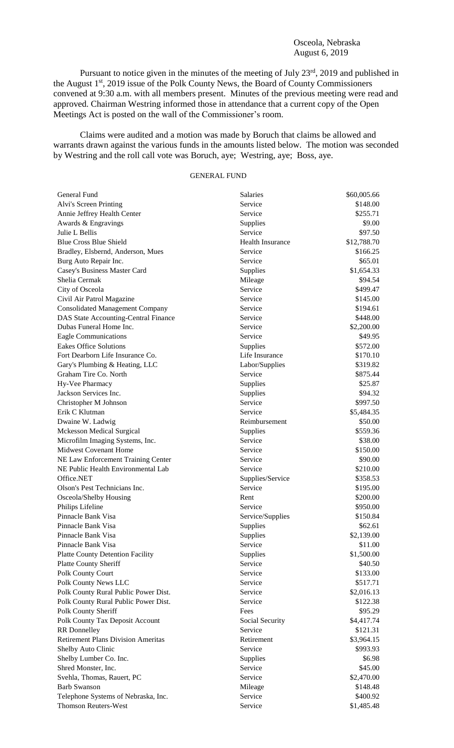Osceola, Nebraska
August 6, 2019

Pursuant to notice given in the minutes of the meeting of July 23rd, 2019 and published in the August 1st, 2019 issue of the Polk County News, the Board of County Commissioners convened at 9:30 a.m. with all members present. Minutes of the previous meeting were read and approved. Chairman Westring informed those in attendance that a current copy of the Open Meetings Act is posted on the wall of the Commissioner's room.

Claims were audited and a motion was made by Boruch that claims be allowed and warrants drawn against the various funds in the amounts listed below. The motion was seconded by Westring and the roll call vote was Boruch, aye; Westring, aye; Boss, aye.

GENERAL FUND

| | | |
|---|---|---|
| General Fund | Salaries | $60,005.66 |
| Alvi's Screen Printing | Service | $148.00 |
| Annie Jeffrey Health Center | Service | $255.71 |
| Awards & Engravings | Supplies | $9.00 |
| Julie L Bellis | Service | $97.50 |
| Blue Cross Blue Shield | Health Insurance | $12,788.70 |
| Bradley, Elsbernd, Anderson, Mues | Service | $166.25 |
| Burg Auto Repair Inc. | Service | $65.01 |
| Casey's Business Master Card | Supplies | $1,654.33 |
| Shelia Cermak | Mileage | $94.54 |
| City of Osceola | Service | $499.47 |
| Civil Air Patrol Magazine | Service | $145.00 |
| Consolidated Management Company | Service | $194.61 |
| DAS State Accounting-Central Finance | Service | $448.00 |
| Dubas Funeral Home Inc. | Service | $2,200.00 |
| Eagle Communications | Service | $49.95 |
| Eakes Office Solutions | Supplies | $572.00 |
| Fort Dearborn Life Insurance Co. | Life Insurance | $170.10 |
| Gary's Plumbing & Heating, LLC | Labor/Supplies | $319.82 |
| Graham Tire Co. North | Service | $875.44 |
| Hy-Vee Pharmacy | Supplies | $25.87 |
| Jackson Services Inc. | Supplies | $94.32 |
| Christopher M Johnson | Service | $997.50 |
| Erik C Klutman | Service | $5,484.35 |
| Dwaine W. Ladwig | Reimbursement | $50.00 |
| Mckesson Medical Surgical | Supplies | $559.36 |
| Microfilm Imaging Systems, Inc. | Service | $38.00 |
| Midwest Covenant Home | Service | $150.00 |
| NE Law Enforcement Training Center | Service | $90.00 |
| NE Public Health Environmental Lab | Service | $210.00 |
| Office.NET | Supplies/Service | $358.53 |
| Olson's Pest Technicians Inc. | Service | $195.00 |
| Osceola/Shelby Housing | Rent | $200.00 |
| Philips Lifeline | Service | $950.00 |
| Pinnacle Bank Visa | Service/Supplies | $150.84 |
| Pinnacle Bank Visa | Supplies | $62.61 |
| Pinnacle Bank Visa | Supplies | $2,139.00 |
| Pinnacle Bank Visa | Service | $11.00 |
| Platte County Detention Facility | Supplies | $1,500.00 |
| Platte County Sheriff | Service | $40.50 |
| Polk County Court | Service | $133.00 |
| Polk County News LLC | Service | $517.71 |
| Polk County Rural Public Power Dist. | Service | $2,016.13 |
| Polk County Rural Public Power Dist. | Service | $122.38 |
| Polk County Sheriff | Fees | $95.29 |
| Polk County Tax Deposit Account | Social Security | $4,417.74 |
| RR Donnelley | Service | $121.31 |
| Retirement Plans Division Ameritas | Retirement | $3,964.15 |
| Shelby Auto Clinic | Service | $993.93 |
| Shelby Lumber Co. Inc. | Supplies | $6.98 |
| Shred Monster, Inc. | Service | $45.00 |
| Svehla, Thomas, Rauert, PC | Service | $2,470.00 |
| Barb Swanson | Mileage | $148.48 |
| Telephone Systems of Nebraska, Inc. | Service | $400.92 |
| Thomson Reuters-West | Service | $1,485.48 |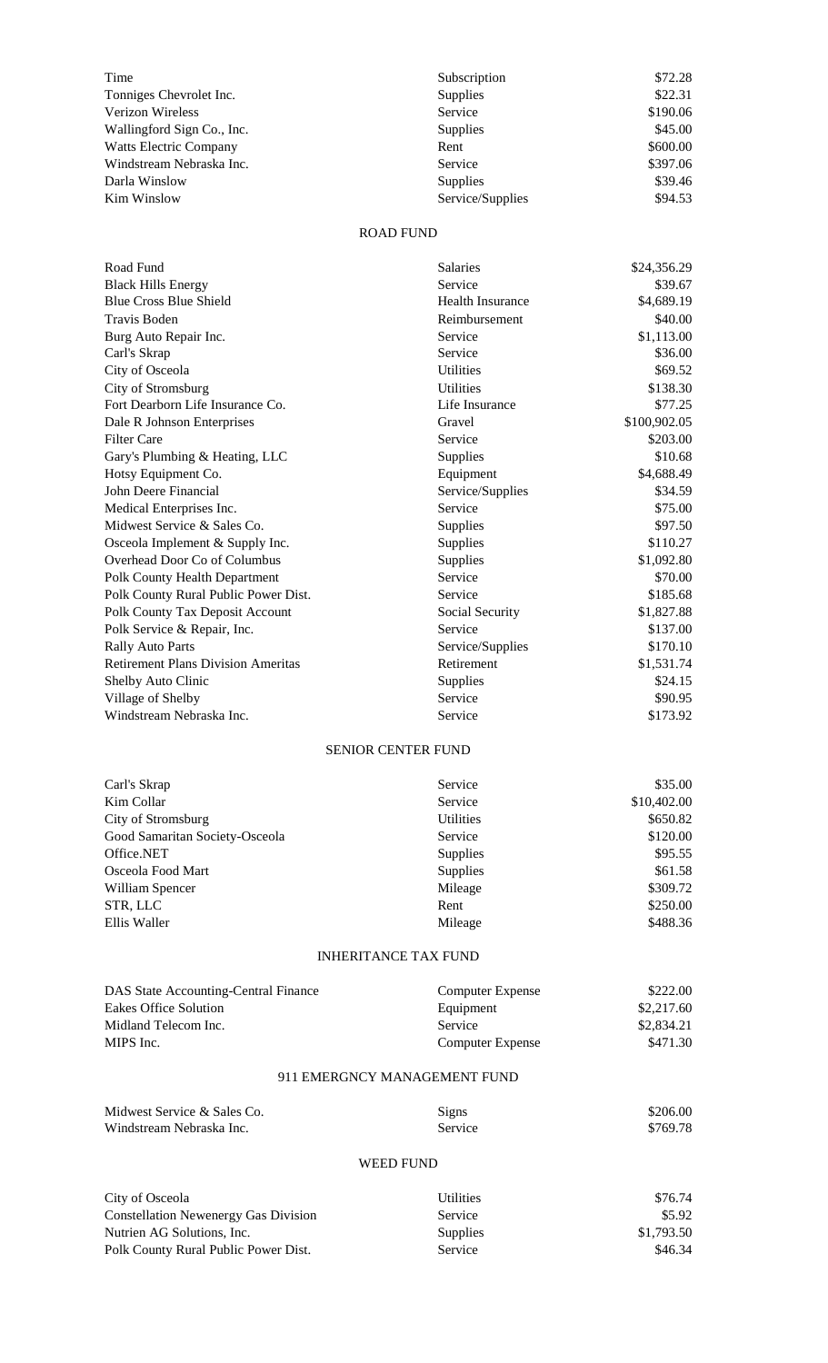| | | |
|---|---|---|
| Time | Subscription | $72.28 |
| Tonniges Chevrolet Inc. | Supplies | $22.31 |
| Verizon Wireless | Service | $190.06 |
| Wallingford Sign Co., Inc. | Supplies | $45.00 |
| Watts Electric Company | Rent | $600.00 |
| Windstream Nebraska Inc. | Service | $397.06 |
| Darla Winslow | Supplies | $39.46 |
| Kim Winslow | Service/Supplies | $94.53 |

## ROAD FUND

| | | |
|---|---|---|
| Road Fund | Salaries | $24,356.29 |
| Black Hills Energy | Service | $39.67 |
| Blue Cross Blue Shield | Health Insurance | $4,689.19 |
| Travis Boden | Reimbursement | $40.00 |
| Burg Auto Repair Inc. | Service | $1,113.00 |
| Carl's Skrap | Service | $36.00 |
| City of Osceola | Utilities | $69.52 |
| City of Stromsburg | Utilities | $138.30 |
| Fort Dearborn Life Insurance Co. | Life Insurance | $77.25 |
| Dale R Johnson Enterprises | Gravel | $100,902.05 |
| Filter Care | Service | $203.00 |
| Gary's Plumbing & Heating, LLC | Supplies | $10.68 |
| Hotsy Equipment Co. | Equipment | $4,688.49 |
| John Deere Financial | Service/Supplies | $34.59 |
| Medical Enterprises Inc. | Service | $75.00 |
| Midwest Service & Sales Co. | Supplies | $97.50 |
| Osceola Implement & Supply Inc. | Supplies | $110.27 |
| Overhead Door Co of Columbus | Supplies | $1,092.80 |
| Polk County Health Department | Service | $70.00 |
| Polk County Rural Public Power Dist. | Service | $185.68 |
| Polk County Tax Deposit Account | Social Security | $1,827.88 |
| Polk Service & Repair, Inc. | Service | $137.00 |
| Rally Auto Parts | Service/Supplies | $170.10 |
| Retirement Plans Division Ameritas | Retirement | $1,531.74 |
| Shelby Auto Clinic | Supplies | $24.15 |
| Village of Shelby | Service | $90.95 |
| Windstream Nebraska Inc. | Service | $173.92 |

## SENIOR CENTER FUND

| | | |
|---|---|---|
| Carl's Skrap | Service | $35.00 |
| Kim Collar | Service | $10,402.00 |
| City of Stromsburg | Utilities | $650.82 |
| Good Samaritan Society-Osceola | Service | $120.00 |
| Office.NET | Supplies | $95.55 |
| Osceola Food Mart | Supplies | $61.58 |
| William Spencer | Mileage | $309.72 |
| STR, LLC | Rent | $250.00 |
| Ellis Waller | Mileage | $488.36 |

## INHERITANCE TAX FUND

| | | |
|---|---|---|
| DAS State Accounting-Central Finance | Computer Expense | $222.00 |
| Eakes Office Solution | Equipment | $2,217.60 |
| Midland Telecom Inc. | Service | $2,834.21 |
| MIPS Inc. | Computer Expense | $471.30 |

## 911 EMERGNCY MANAGEMENT FUND

| | | |
|---|---|---|
| Midwest Service & Sales Co. | Signs | $206.00 |
| Windstream Nebraska Inc. | Service | $769.78 |

## WEED FUND

| | | |
|---|---|---|
| City of Osceola | Utilities | $76.74 |
| Constellation Newenergy Gas Division | Service | $5.92 |
| Nutrien AG Solutions, Inc. | Supplies | $1,793.50 |
| Polk County Rural Public Power Dist. | Service | $46.34 |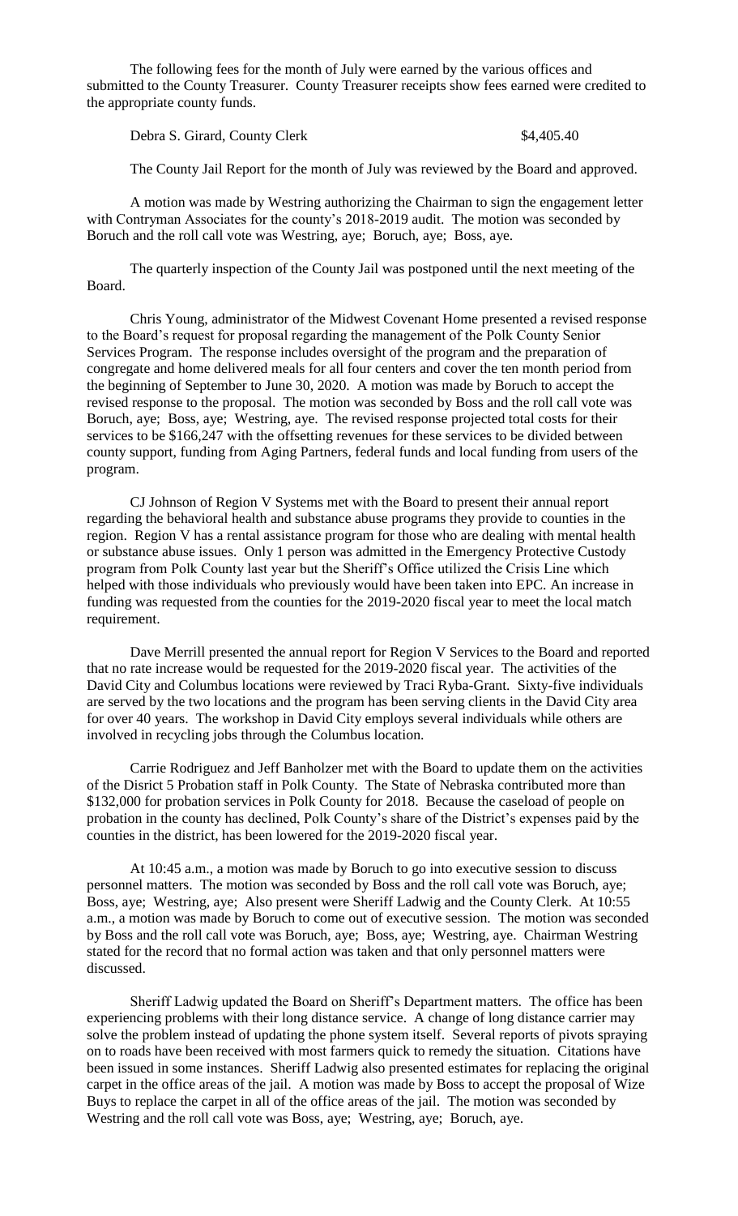The following fees for the month of July were earned by the various offices and submitted to the County Treasurer. County Treasurer receipts show fees earned were credited to the appropriate county funds.

Debra S. Girard, County Clerk $4,405.40

The County Jail Report for the month of July was reviewed by the Board and approved.

A motion was made by Westring authorizing the Chairman to sign the engagement letter with Contryman Associates for the county's 2018-2019 audit. The motion was seconded by Boruch and the roll call vote was Westring, aye; Boruch, aye; Boss, aye.

The quarterly inspection of the County Jail was postponed until the next meeting of the Board.

Chris Young, administrator of the Midwest Covenant Home presented a revised response to the Board's request for proposal regarding the management of the Polk County Senior Services Program. The response includes oversight of the program and the preparation of congregate and home delivered meals for all four centers and cover the ten month period from the beginning of September to June 30, 2020. A motion was made by Boruch to accept the revised response to the proposal. The motion was seconded by Boss and the roll call vote was Boruch, aye; Boss, aye; Westring, aye. The revised response projected total costs for their services to be $166,247 with the offsetting revenues for these services to be divided between county support, funding from Aging Partners, federal funds and local funding from users of the program.

CJ Johnson of Region V Systems met with the Board to present their annual report regarding the behavioral health and substance abuse programs they provide to counties in the region. Region V has a rental assistance program for those who are dealing with mental health or substance abuse issues. Only 1 person was admitted in the Emergency Protective Custody program from Polk County last year but the Sheriff's Office utilized the Crisis Line which helped with those individuals who previously would have been taken into EPC. An increase in funding was requested from the counties for the 2019-2020 fiscal year to meet the local match requirement.

Dave Merrill presented the annual report for Region V Services to the Board and reported that no rate increase would be requested for the 2019-2020 fiscal year. The activities of the David City and Columbus locations were reviewed by Traci Ryba-Grant. Sixty-five individuals are served by the two locations and the program has been serving clients in the David City area for over 40 years. The workshop in David City employs several individuals while others are involved in recycling jobs through the Columbus location.

Carrie Rodriguez and Jeff Banholzer met with the Board to update them on the activities of the Disrict 5 Probation staff in Polk County. The State of Nebraska contributed more than $132,000 for probation services in Polk County for 2018. Because the caseload of people on probation in the county has declined, Polk County's share of the District's expenses paid by the counties in the district, has been lowered for the 2019-2020 fiscal year.

At 10:45 a.m., a motion was made by Boruch to go into executive session to discuss personnel matters. The motion was seconded by Boss and the roll call vote was Boruch, aye; Boss, aye; Westring, aye; Also present were Sheriff Ladwig and the County Clerk. At 10:55 a.m., a motion was made by Boruch to come out of executive session. The motion was seconded by Boss and the roll call vote was Boruch, aye; Boss, aye; Westring, aye. Chairman Westring stated for the record that no formal action was taken and that only personnel matters were discussed.

Sheriff Ladwig updated the Board on Sheriff's Department matters. The office has been experiencing problems with their long distance service. A change of long distance carrier may solve the problem instead of updating the phone system itself. Several reports of pivots spraying on to roads have been received with most farmers quick to remedy the situation. Citations have been issued in some instances. Sheriff Ladwig also presented estimates for replacing the original carpet in the office areas of the jail. A motion was made by Boss to accept the proposal of Wize Buys to replace the carpet in all of the office areas of the jail. The motion was seconded by Westring and the roll call vote was Boss, aye; Westring, aye; Boruch, aye.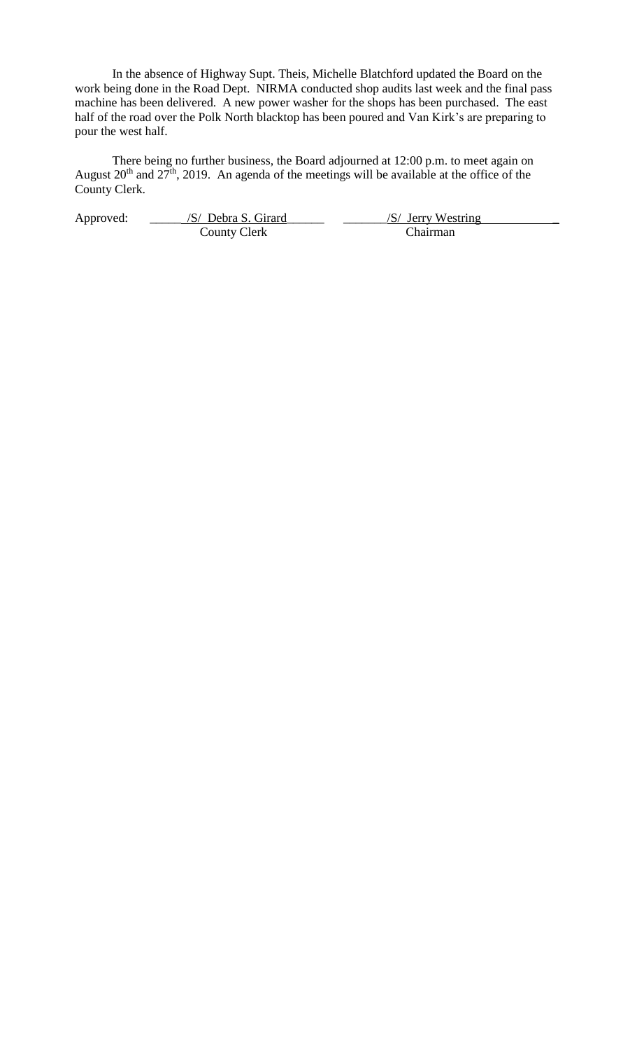In the absence of Highway Supt. Theis, Michelle Blatchford updated the Board on the work being done in the Road Dept. NIRMA conducted shop audits last week and the final pass machine has been delivered. A new power washer for the shops has been purchased. The east half of the road over the Polk North blacktop has been poured and Van Kirk's are preparing to pour the west half.

There being no further business, the Board adjourned at 12:00 p.m. to meet again on August 20th and 27th, 2019. An agenda of the meetings will be available at the office of the County Clerk.

| | | |
|---|---|---|
| Approved: | /S/ Debra S. Girard | /S/ Jerry Westring |
| | County Clerk | Chairman |